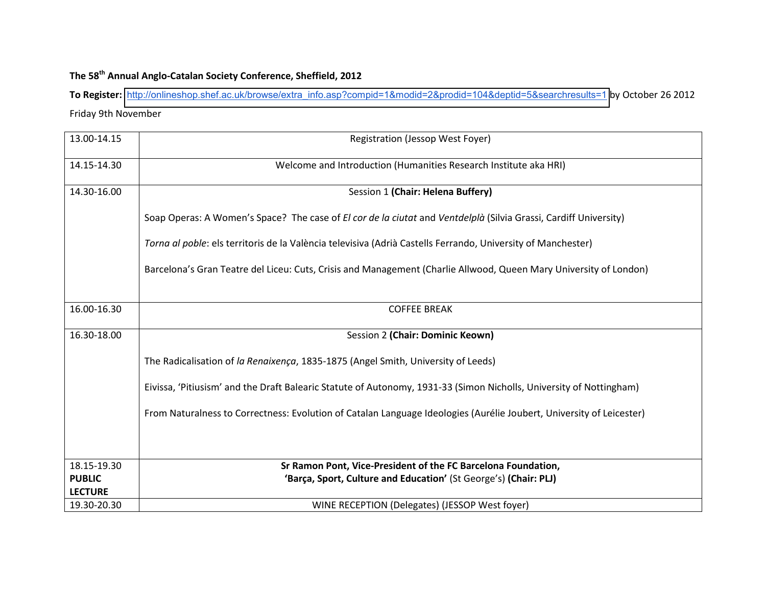**The 58th Annual Anglo-Catalan Society Conference, Sheffield, 2012**

**To Register:** http://onlineshop.shef.ac.uk/browse/extra_info.asp?compid=1&modid=2&prodid=104&deptid=5&searchresults=1 by October 26 2012

Friday 9th November

| | |
|---|---|
| 13.00-14.15 | Registration (Jessop West Foyer) |
| 14.15-14.30 | Welcome and Introduction (Humanities Research Institute aka HRI) |
| 14.30-16.00 | Session 1 **(Chair: Helena Buffery)**<br><br>Soap Operas: A Women's Space? The case of *El cor de la ciutat* and *Ventdelplà* (Silvia Grassi, Cardiff University)<br><br>*Torna al poble*: els territoris de la València televisiva (Adrià Castells Ferrando, University of Manchester)<br><br>Barcelona's Gran Teatre del Liceu: Cuts, Crisis and Management (Charlie Allwood, Queen Mary University of London) |
| 16.00-16.30 | COFFEE BREAK |
| 16.30-18.00 | Session 2 **(Chair: Dominic Keown)**<br><br>The Radicalisation of *la Renaixença*, 1835-1875 (Angel Smith, University of Leeds)<br><br>Eivissa, 'Pitiusism' and the Draft Balearic Statute of Autonomy, 1931-33 (Simon Nicholls, University of Nottingham)<br><br>From Naturalness to Correctness: Evolution of Catalan Language Ideologies (Aurélie Joubert, University of Leicester) |
| 18.15-19.30 **PUBLIC LECTURE** | **Sr Ramon Pont, Vice-President of the FC Barcelona Foundation, 'Barça, Sport, Culture and Education'** (St George's) **(Chair: PLJ)** |
| 19.30-20.30 | WINE RECEPTION (Delegates) (JESSOP West foyer) |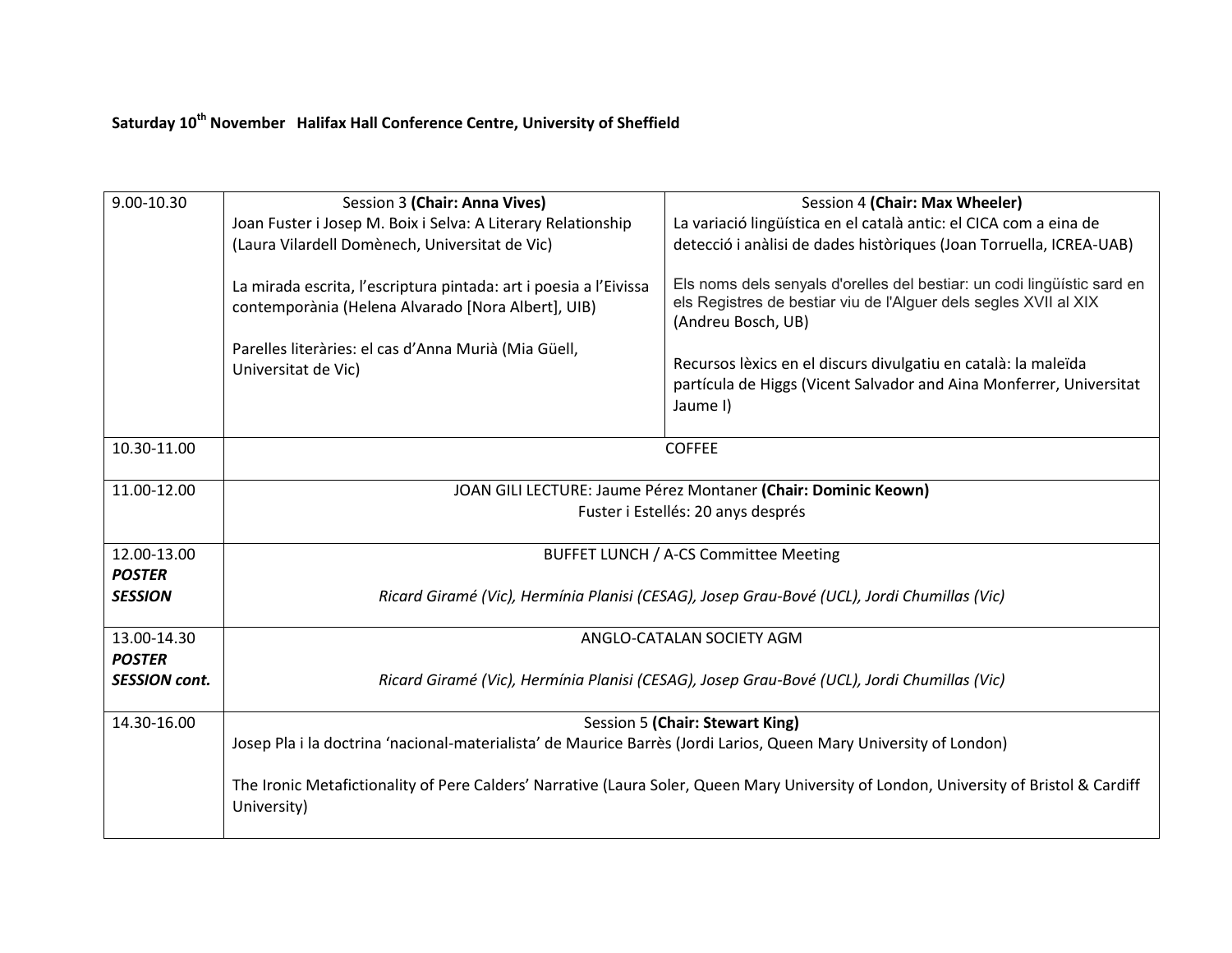**Saturday 10th November Halifax Hall Conference Centre, University of Sheffield**

| 9.00-10.30 | Session 3 **(Chair: Anna Vives)**<br>Joan Fuster i Josep M. Boix i Selva: A Literary Relationship (Laura Vilardell Domènech, Universitat de Vic)<br><br>La mirada escrita, l'escriptura pintada: art i poesia a l'Eivissa contemporània (Helena Alvarado [Nora Albert], UIB)<br><br>Parelles literàries: el cas d'Anna Murià (Mia Güell, Universitat de Vic) | Session 4 **(Chair: Max Wheeler)**<br>La variació lingüística en el català antic: el CICA com a eina de detecció i anàlisi de dades històriques (Joan Torruella, ICREA-UAB)<br><br>Els noms dels senyals d'orelles del bestiar: un codi lingüístic sard en els Registres de bestiar viu de l'Alguer dels segles XVII al XIX (Andreu Bosch, UB)<br><br>Recursos lèxics en el discurs divulgatiu en català: la maleïda partícula de Higgs (Vicent Salvador and Aina Monferrer, Universitat Jaume I) |
|---|---|---|
| 10.30-11.00 | COFFEE | |
| 11.00-12.00 | JOAN GILI LECTURE: Jaume Pérez Montaner **(Chair: Dominic Keown)**<br>Fuster i Estellés: 20 anys després | |
| 12.00-13.00<br>***POSTER SESSION*** | BUFFET LUNCH / A-CS Committee Meeting<br><br>*Ricard Giramé (Vic), Hermínia Planisi (CESAG), Josep Grau-Bové (UCL), Jordi Chumillas (Vic)* | |
| 13.00-14.30<br>***POSTER SESSION cont.*** | ANGLO-CATALAN SOCIETY AGM<br><br>*Ricard Giramé (Vic), Hermínia Planisi (CESAG), Josep Grau-Bové (UCL), Jordi Chumillas (Vic)* | |
| 14.30-16.00 | Session 5 **(Chair: Stewart King)**<br>Josep Pla i la doctrina 'nacional-materialista' de Maurice Barrès (Jordi Larios, Queen Mary University of London)<br><br>The Ironic Metafictionality of Pere Calders' Narrative (Laura Soler, Queen Mary University of London, University of Bristol & Cardiff University) | |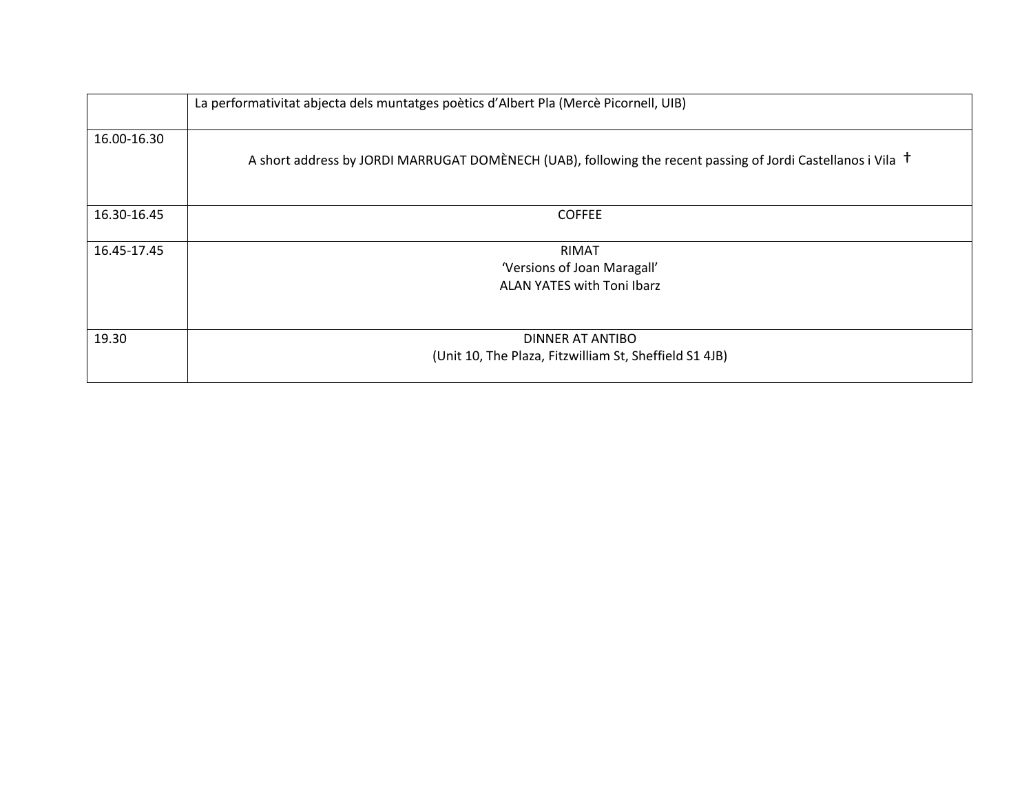| | |
|---|---|
| | La performativitat abjecta dels muntatges poètics d'Albert Pla (Mercè Picornell, UIB) |
| 16.00-16.30 | A short address by JORDI MARRUGAT DOMÈNECH (UAB), following the recent passing of Jordi Castellanos i Vila † |
| 16.30-16.45 | COFFEE |
| 16.45-17.45 | RIMAT<br>'Versions of Joan Maragall'<br>ALAN YATES with Toni Ibarz |
| 19.30 | DINNER AT ANTIBO<br>(Unit 10, The Plaza, Fitzwilliam St, Sheffield S1 4JB) |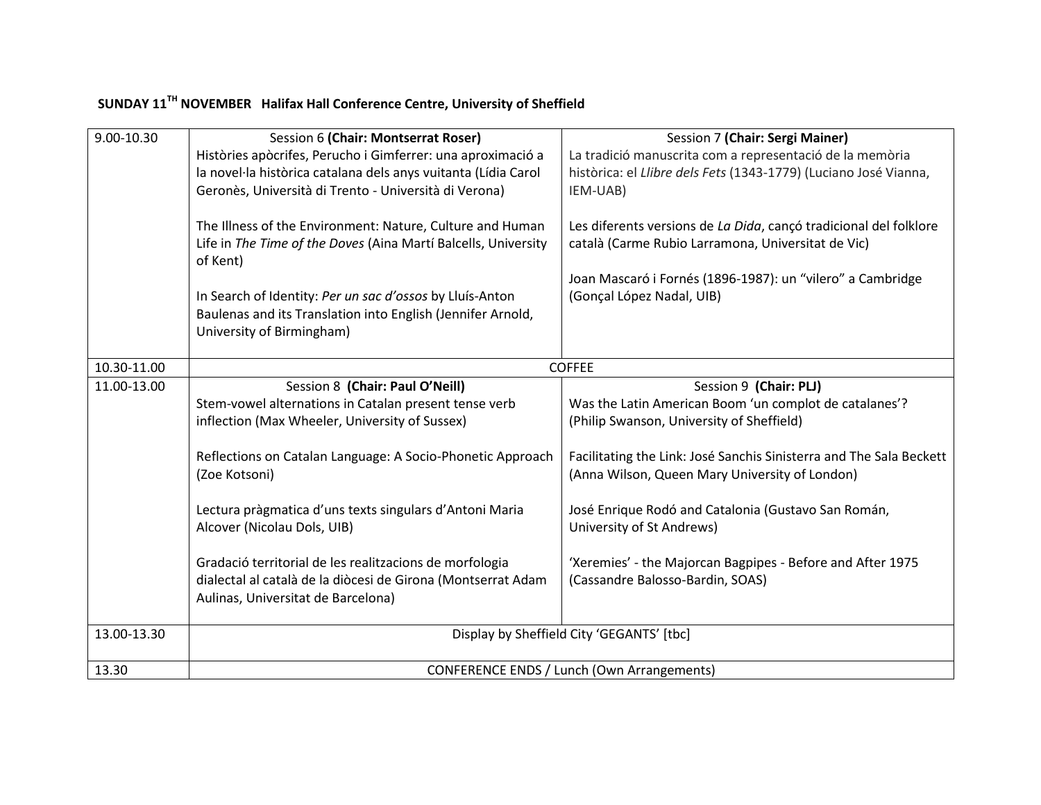**SUNDAY 11TH NOVEMBER   Halifax Hall Conference Centre, University of Sheffield**

| | | |
|---|---|---|
| 9.00-10.30 | Session 6 **(Chair: Montserrat Roser)**<br>Històries apòcrifes, Perucho i Gimferrer: una aproximació a la novel·la històrica catalana dels anys vuitanta (Lídia Carol Geronès, Università di Trento - Università di Verona)<br><br>The Illness of the Environment: Nature, Culture and Human Life in *The Time of the Doves* (Aina Martí Balcells, University of Kent)<br><br>In Search of Identity: *Per un sac d'ossos* by Lluís-Anton Baulenas and its Translation into English (Jennifer Arnold, University of Birmingham) | Session 7 **(Chair: Sergi Mainer)**<br>La tradició manuscrita com a representació de la memòria històrica: el *Llibre dels Fets* (1343-1779) (Luciano José Vianna, IEM-UAB)<br><br>Les diferents versions de *La Dida*, cançó tradicional del folklore català (Carme Rubio Larramona, Universitat de Vic)<br><br>Joan Mascaró i Fornés (1896-1987): un "vilero" a Cambridge (Gonçal López Nadal, UIB) |
| 10.30-11.00 | COFFEE | |
| 11.00-13.00 | Session 8 **(Chair: Paul O'Neill)**<br>Stem-vowel alternations in Catalan present tense verb inflection (Max Wheeler, University of Sussex)<br><br>Reflections on Catalan Language: A Socio-Phonetic Approach (Zoe Kotsoni)<br><br>Lectura pràgmatica d'uns texts singulars d'Antoni Maria Alcover (Nicolau Dols, UIB)<br><br>Gradació territorial de les realitzacions de morfologia dialectal al català de la diòcesi de Girona (Montserrat Adam Aulinas, Universitat de Barcelona) | Session 9 **(Chair: PLJ)**<br>Was the Latin American Boom 'un complot de catalanes'? (Philip Swanson, University of Sheffield)<br><br>Facilitating the Link: José Sanchis Sinisterra and The Sala Beckett (Anna Wilson, Queen Mary University of London)<br><br>José Enrique Rodó and Catalonia (Gustavo San Román, University of St Andrews)<br><br>'Xeremies' - the Majorcan Bagpipes - Before and After 1975 (Cassandre Balosso-Bardin, SOAS) |
| 13.00-13.30 | Display by Sheffield City 'GEGANTS' [tbc] | |
| 13.30 | CONFERENCE ENDS / Lunch (Own Arrangements) | |